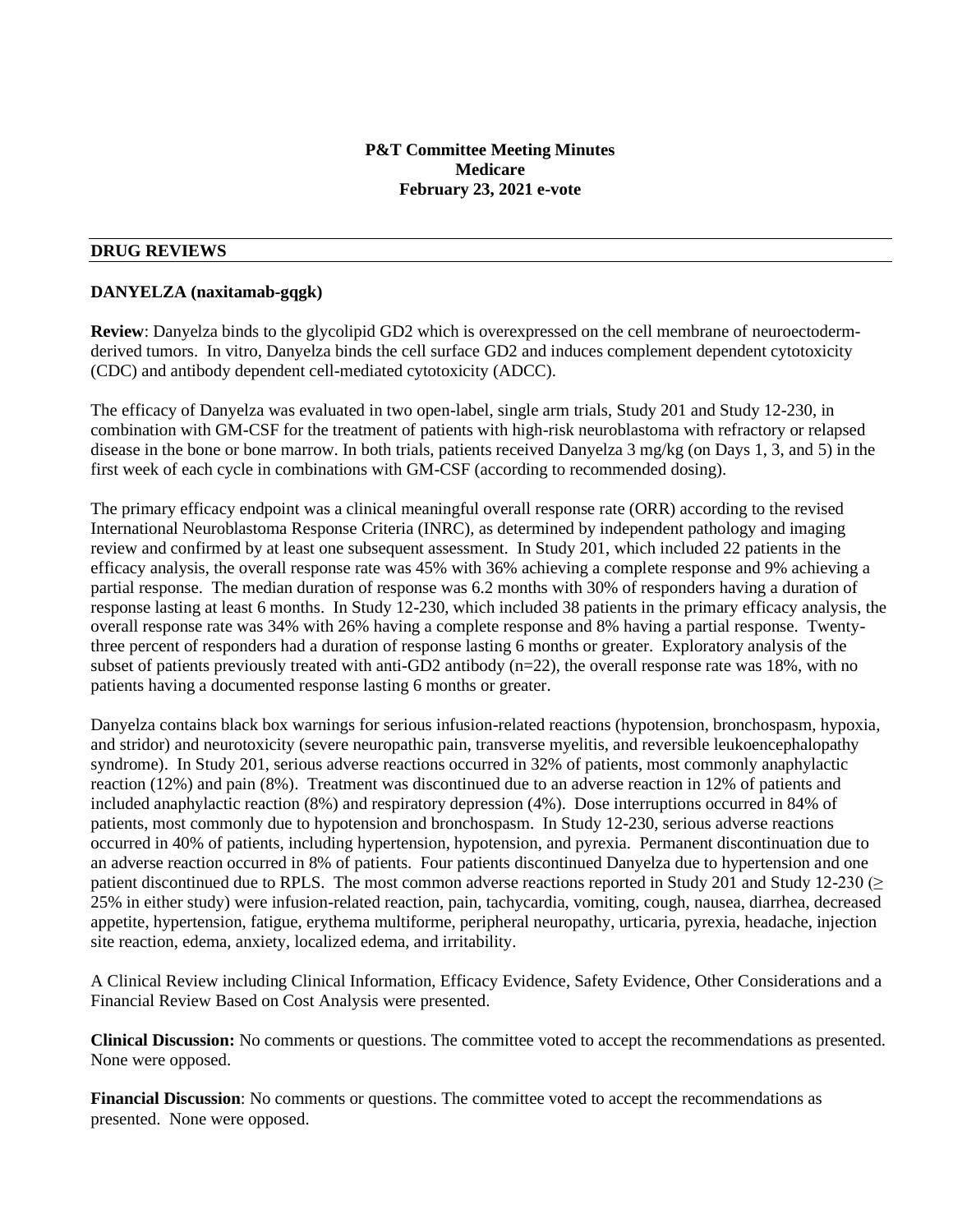**P&T Committee Meeting Minutes**
**Medicare**
**February 23, 2021 e-vote**

## DRUG REVIEWS

### DANYELZA (naxitamab-gqgk)

**Review**: Danyelza binds to the glycolipid GD2 which is overexpressed on the cell membrane of neuroectoderm-derived tumors. In vitro, Danyelza binds the cell surface GD2 and induces complement dependent cytotoxicity (CDC) and antibody dependent cell-mediated cytotoxicity (ADCC).

The efficacy of Danyelza was evaluated in two open-label, single arm trials, Study 201 and Study 12-230, in combination with GM-CSF for the treatment of patients with high-risk neuroblastoma with refractory or relapsed disease in the bone or bone marrow. In both trials, patients received Danyelza 3 mg/kg (on Days 1, 3, and 5) in the first week of each cycle in combinations with GM-CSF (according to recommended dosing).

The primary efficacy endpoint was a clinical meaningful overall response rate (ORR) according to the revised International Neuroblastoma Response Criteria (INRC), as determined by independent pathology and imaging review and confirmed by at least one subsequent assessment. In Study 201, which included 22 patients in the efficacy analysis, the overall response rate was 45% with 36% achieving a complete response and 9% achieving a partial response. The median duration of response was 6.2 months with 30% of responders having a duration of response lasting at least 6 months. In Study 12-230, which included 38 patients in the primary efficacy analysis, the overall response rate was 34% with 26% having a complete response and 8% having a partial response. Twenty-three percent of responders had a duration of response lasting 6 months or greater. Exploratory analysis of the subset of patients previously treated with anti-GD2 antibody (n=22), the overall response rate was 18%, with no patients having a documented response lasting 6 months or greater.

Danyelza contains black box warnings for serious infusion-related reactions (hypotension, bronchospasm, hypoxia, and stridor) and neurotoxicity (severe neuropathic pain, transverse myelitis, and reversible leukoencephalopathy syndrome). In Study 201, serious adverse reactions occurred in 32% of patients, most commonly anaphylactic reaction (12%) and pain (8%). Treatment was discontinued due to an adverse reaction in 12% of patients and included anaphylactic reaction (8%) and respiratory depression (4%). Dose interruptions occurred in 84% of patients, most commonly due to hypotension and bronchospasm. In Study 12-230, serious adverse reactions occurred in 40% of patients, including hypertension, hypotension, and pyrexia. Permanent discontinuation due to an adverse reaction occurred in 8% of patients. Four patients discontinued Danyelza due to hypertension and one patient discontinued due to RPLS. The most common adverse reactions reported in Study 201 and Study 12-230 ($\geq$ 25% in either study) were infusion-related reaction, pain, tachycardia, vomiting, cough, nausea, diarrhea, decreased appetite, hypertension, fatigue, erythema multiforme, peripheral neuropathy, urticaria, pyrexia, headache, injection site reaction, edema, anxiety, localized edema, and irritability.

A Clinical Review including Clinical Information, Efficacy Evidence, Safety Evidence, Other Considerations and a Financial Review Based on Cost Analysis were presented.

**Clinical Discussion:** No comments or questions. The committee voted to accept the recommendations as presented. None were opposed.

**Financial Discussion**: No comments or questions. The committee voted to accept the recommendations as presented. None were opposed.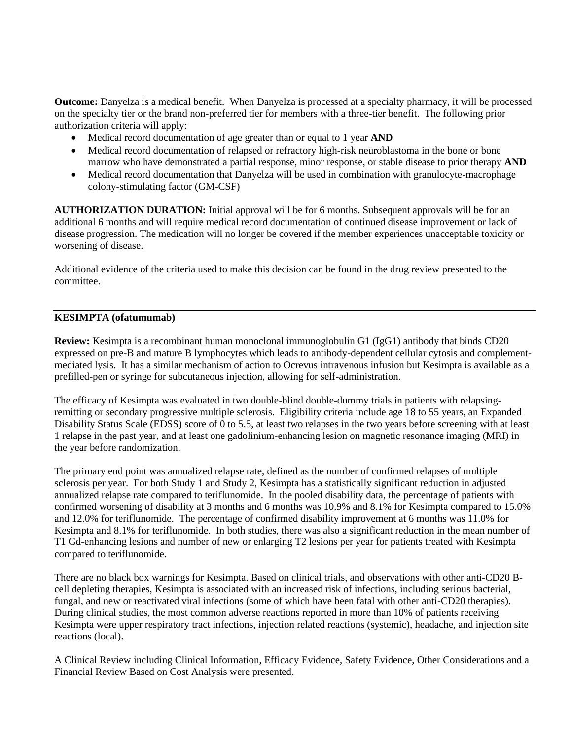**Outcome:** Danyelza is a medical benefit. When Danyelza is processed at a specialty pharmacy, it will be processed on the specialty tier or the brand non-preferred tier for members with a three-tier benefit. The following prior authorization criteria will apply:

- Medical record documentation of age greater than or equal to 1 year **AND**
- Medical record documentation of relapsed or refractory high-risk neuroblastoma in the bone or bone marrow who have demonstrated a partial response, minor response, or stable disease to prior therapy **AND**
- Medical record documentation that Danyelza will be used in combination with granulocyte-macrophage colony-stimulating factor (GM-CSF)

**AUTHORIZATION DURATION:** Initial approval will be for 6 months. Subsequent approvals will be for an additional 6 months and will require medical record documentation of continued disease improvement or lack of disease progression. The medication will no longer be covered if the member experiences unacceptable toxicity or worsening of disease.

Additional evidence of the criteria used to make this decision can be found in the drug review presented to the committee.

---

**KESIMPTA (ofatumumab)**

**Review:** Kesimpta is a recombinant human monoclonal immunoglobulin G1 (IgG1) antibody that binds CD20 expressed on pre-B and mature B lymphocytes which leads to antibody-dependent cellular cytosis and complement-mediated lysis. It has a similar mechanism of action to Ocrevus intravenous infusion but Kesimpta is available as a prefilled-pen or syringe for subcutaneous injection, allowing for self-administration.

The efficacy of Kesimpta was evaluated in two double-blind double-dummy trials in patients with relapsing-remitting or secondary progressive multiple sclerosis. Eligibility criteria include age 18 to 55 years, an Expanded Disability Status Scale (EDSS) score of 0 to 5.5, at least two relapses in the two years before screening with at least 1 relapse in the past year, and at least one gadolinium-enhancing lesion on magnetic resonance imaging (MRI) in the year before randomization.

The primary end point was annualized relapse rate, defined as the number of confirmed relapses of multiple sclerosis per year. For both Study 1 and Study 2, Kesimpta has a statistically significant reduction in adjusted annualized relapse rate compared to teriflunomide. In the pooled disability data, the percentage of patients with confirmed worsening of disability at 3 months and 6 months was 10.9% and 8.1% for Kesimpta compared to 15.0% and 12.0% for teriflunomide. The percentage of confirmed disability improvement at 6 months was 11.0% for Kesimpta and 8.1% for teriflunomide. In both studies, there was also a significant reduction in the mean number of T1 Gd-enhancing lesions and number of new or enlarging T2 lesions per year for patients treated with Kesimpta compared to teriflunomide.

There are no black box warnings for Kesimpta. Based on clinical trials, and observations with other anti-CD20 B-cell depleting therapies, Kesimpta is associated with an increased risk of infections, including serious bacterial, fungal, and new or reactivated viral infections (some of which have been fatal with other anti-CD20 therapies). During clinical studies, the most common adverse reactions reported in more than 10% of patients receiving Kesimpta were upper respiratory tract infections, injection related reactions (systemic), headache, and injection site reactions (local).

A Clinical Review including Clinical Information, Efficacy Evidence, Safety Evidence, Other Considerations and a Financial Review Based on Cost Analysis were presented.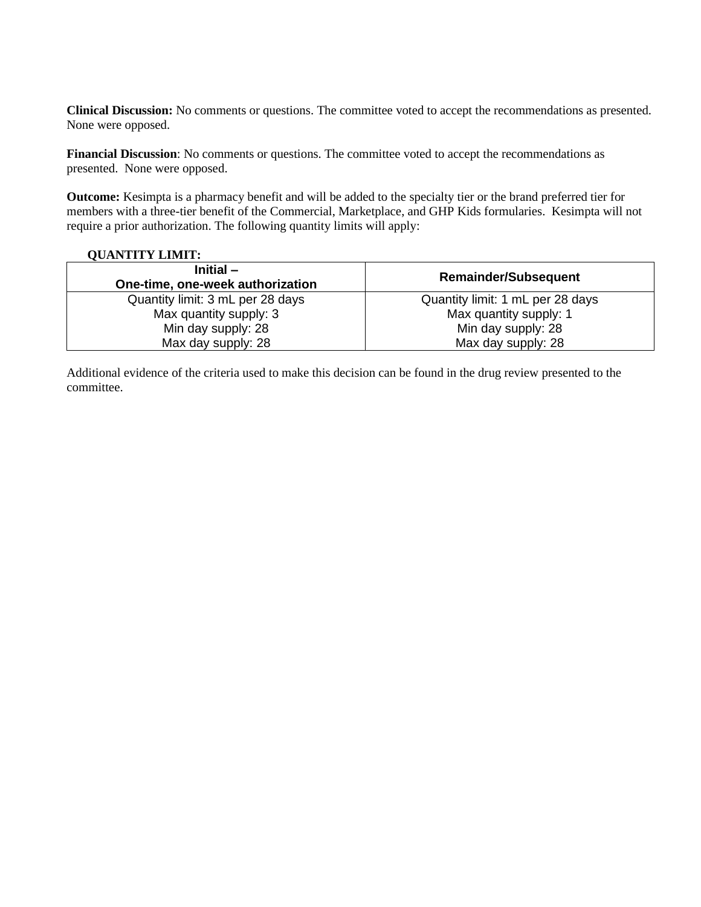**Clinical Discussion:** No comments or questions. The committee voted to accept the recommendations as presented. None were opposed.

**Financial Discussion**: No comments or questions. The committee voted to accept the recommendations as presented. None were opposed.

**Outcome:** Kesimpta is a pharmacy benefit and will be added to the specialty tier or the brand preferred tier for members with a three-tier benefit of the Commercial, Marketplace, and GHP Kids formularies. Kesimpta will not require a prior authorization. The following quantity limits will apply:

**QUANTITY LIMIT:**

| Initial – One-time, one-week authorization | Remainder/Subsequent |
|---|---|
| Quantity limit: 3 mL per 28 days<br>Max quantity supply: 3<br>Min day supply: 28<br>Max day supply: 28 | Quantity limit: 1 mL per 28 days<br>Max quantity supply: 1<br>Min day supply: 28<br>Max day supply: 28 |

Additional evidence of the criteria used to make this decision can be found in the drug review presented to the committee.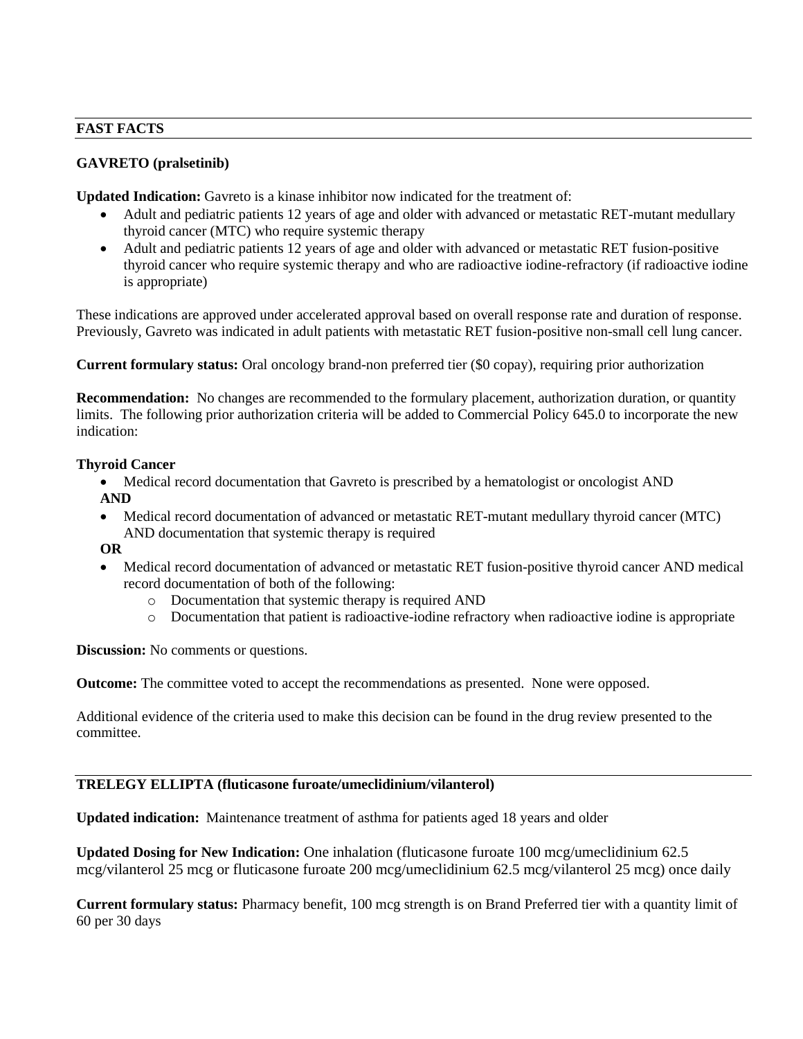## FAST FACTS

### GAVRETO (pralsetinib)

**Updated Indication:** Gavreto is a kinase inhibitor now indicated for the treatment of:

- Adult and pediatric patients 12 years of age and older with advanced or metastatic RET-mutant medullary thyroid cancer (MTC) who require systemic therapy
- Adult and pediatric patients 12 years of age and older with advanced or metastatic RET fusion-positive thyroid cancer who require systemic therapy and who are radioactive iodine-refractory (if radioactive iodine is appropriate)

These indications are approved under accelerated approval based on overall response rate and duration of response. Previously, Gavreto was indicated in adult patients with metastatic RET fusion-positive non-small cell lung cancer.

**Current formulary status:** Oral oncology brand-non preferred tier ($0 copay), requiring prior authorization

**Recommendation:** No changes are recommended to the formulary placement, authorization duration, or quantity limits. The following prior authorization criteria will be added to Commercial Policy 645.0 to incorporate the new indication:

**Thyroid Cancer**

- Medical record documentation that Gavreto is prescribed by a hematologist or oncologist AND

**AND**

- Medical record documentation of advanced or metastatic RET-mutant medullary thyroid cancer (MTC) AND documentation that systemic therapy is required

**OR**

- Medical record documentation of advanced or metastatic RET fusion-positive thyroid cancer AND medical record documentation of both of the following:
  - Documentation that systemic therapy is required AND
  - Documentation that patient is radioactive-iodine refractory when radioactive iodine is appropriate

**Discussion:** No comments or questions.

**Outcome:** The committee voted to accept the recommendations as presented. None were opposed.

Additional evidence of the criteria used to make this decision can be found in the drug review presented to the committee.

### TRELEGY ELLIPTA (fluticasone furoate/umeclidinium/vilanterol)

**Updated indication:** Maintenance treatment of asthma for patients aged 18 years and older

**Updated Dosing for New Indication:** One inhalation (fluticasone furoate 100 mcg/umeclidinium 62.5 mcg/vilanterol 25 mcg or fluticasone furoate 200 mcg/umeclidinium 62.5 mcg/vilanterol 25 mcg) once daily

**Current formulary status:** Pharmacy benefit, 100 mcg strength is on Brand Preferred tier with a quantity limit of 60 per 30 days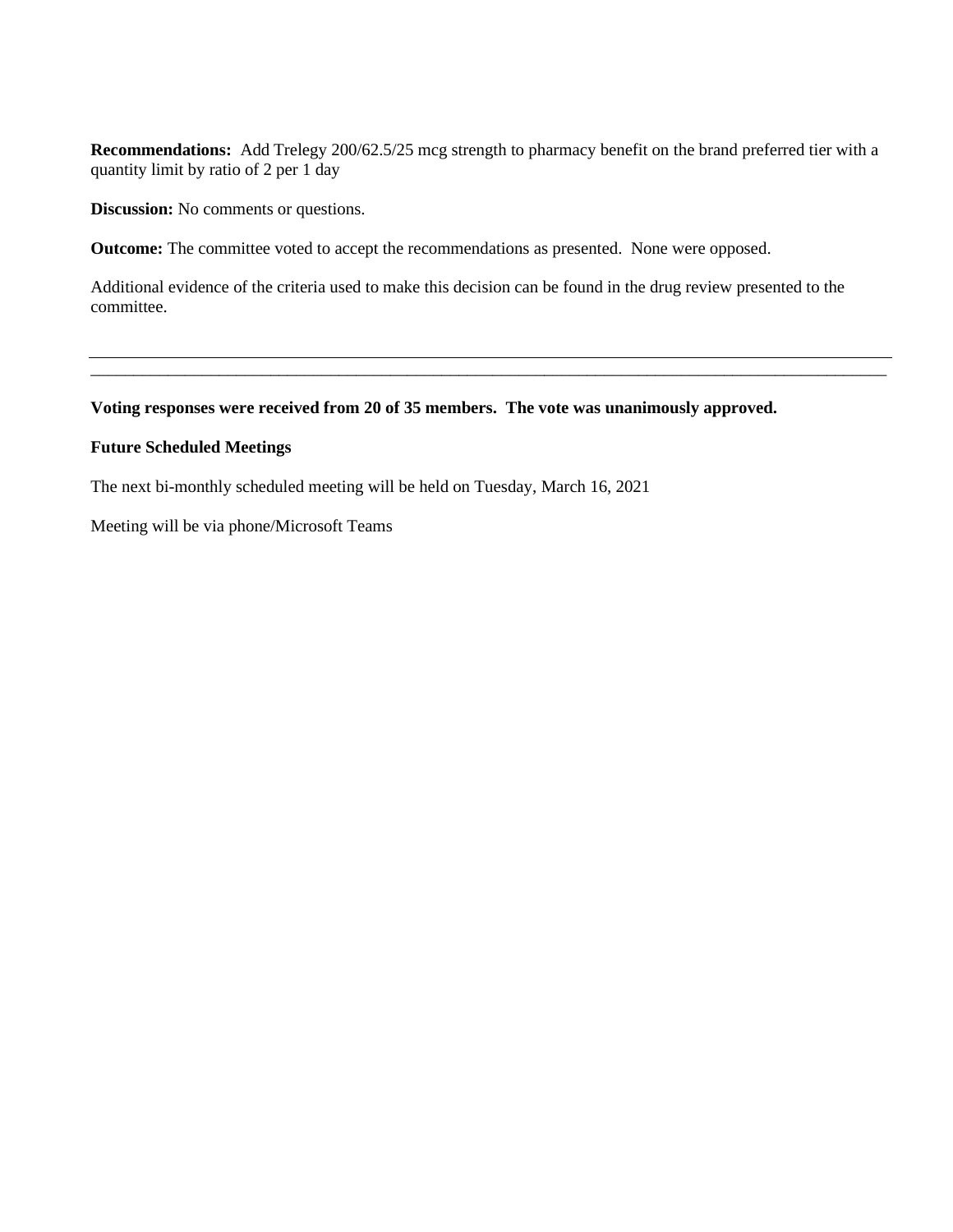**Recommendations:** Add Trelegy 200/62.5/25 mcg strength to pharmacy benefit on the brand preferred tier with a quantity limit by ratio of 2 per 1 day

**Discussion:** No comments or questions.

**Outcome:** The committee voted to accept the recommendations as presented. None were opposed.

Additional evidence of the criteria used to make this decision can be found in the drug review presented to the committee.

---

**Voting responses were received from 20 of 35 members. The vote was unanimously approved.**

**Future Scheduled Meetings**

The next bi-monthly scheduled meeting will be held on Tuesday, March 16, 2021

Meeting will be via phone/Microsoft Teams